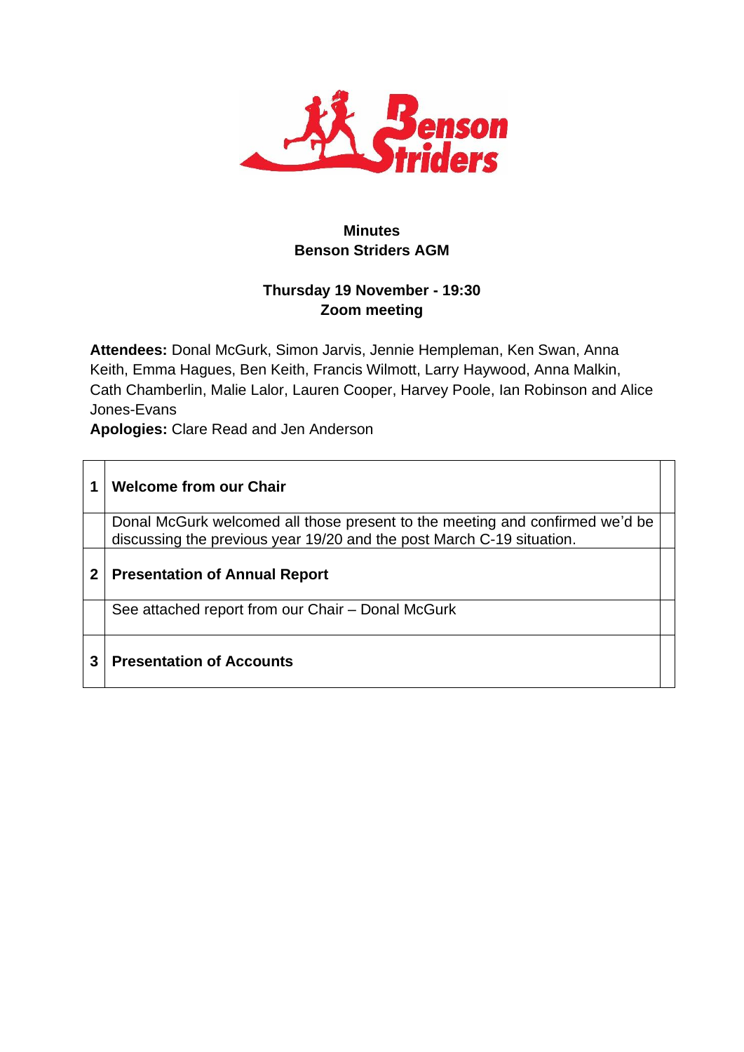# Minutes
## Benson Striders AGM

**Thursday 19 November - 19:30**
**Zoom meeting**

**Attendees:** Donal McGurk, Simon Jarvis, Jennie Hempleman, Ken Swan, Anna Keith, Emma Hagues, Ben Keith, Francis Wilmott, Larry Haywood, Anna Malkin, Cath Chamberlin, Malie Lalor, Lauren Cooper, Harvey Poole, Ian Robinson and Alice Jones-Evans

**Apologies:** Clare Read and Jen Anderson

| | | |
|---|---|---|
| **1** | **Welcome from our Chair** | |
| | Donal McGurk welcomed all those present to the meeting and confirmed we'd be discussing the previous year 19/20 and the post March C-19 situation. | |
| **2** | **Presentation of Annual Report** | |
| | See attached report from our Chair – Donal McGurk | |
| **3** | **Presentation of Accounts** | |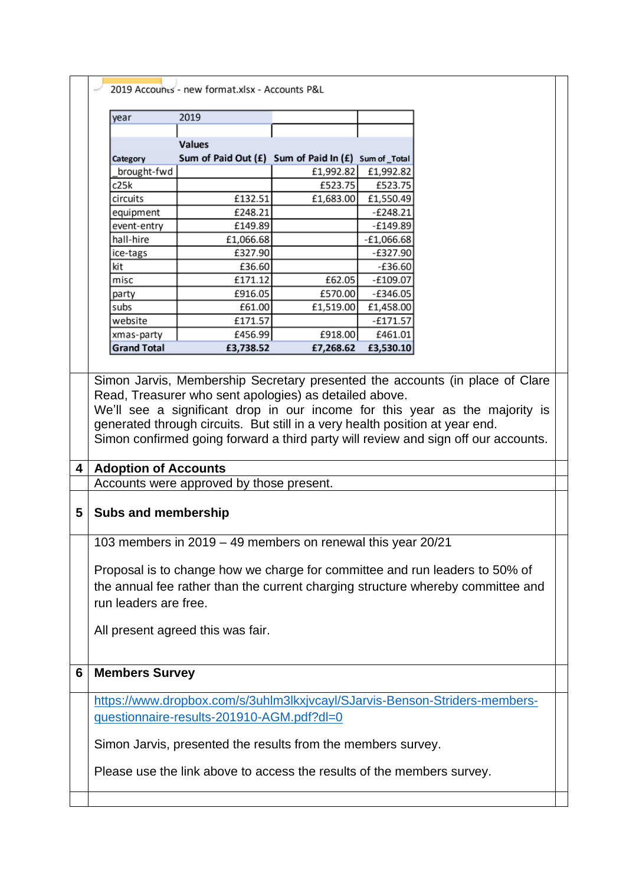2019 Accounts - new format.xlsx - Accounts P&L

| year | 2019 | | |
|---|---|---|---|
| | | | |
| | Values | | |
| Category | Sum of Paid Out (£) | Sum of Paid In (£) | Sum of _Total |
| _brought-fwd | | £1,992.82 | £1,992.82 |
| c25k | | £523.75 | £523.75 |
| circuits | £132.51 | £1,683.00 | £1,550.49 |
| equipment | £248.21 | | -£248.21 |
| event-entry | £149.89 | | -£149.89 |
| hall-hire | £1,066.68 | | -£1,066.68 |
| ice-tags | £327.90 | | -£327.90 |
| kit | £36.60 | | -£36.60 |
| misc | £171.12 | £62.05 | -£109.07 |
| party | £916.05 | £570.00 | -£346.05 |
| subs | £61.00 | £1,519.00 | £1,458.00 |
| website | £171.57 | | -£171.57 |
| xmas-party | £456.99 | £918.00 | £461.01 |
| **Grand Total** | **£3,738.52** | **£7,268.62** | **£3,530.10** |

Simon Jarvis, Membership Secretary presented the accounts (in place of Clare Read, Treasurer who sent apologies) as detailed above.
We'll see a significant drop in our income for this year as the majority is generated through circuits. But still in a very health position at year end.
Simon confirmed going forward a third party will review and sign off our accounts.

## 4 Adoption of Accounts

Accounts were approved by those present.

## 5 Subs and membership

103 members in 2019 – 49 members on renewal this year 20/21

Proposal is to change how we charge for committee and run leaders to 50% of the annual fee rather than the current charging structure whereby committee and run leaders are free.

All present agreed this was fair.

## 6 Members Survey

https://www.dropbox.com/s/3uhlm3lkxjvcayl/SJarvis-Benson-Striders-members-questionnaire-results-201910-AGM.pdf?dl=0

Simon Jarvis, presented the results from the members survey.

Please use the link above to access the results of the members survey.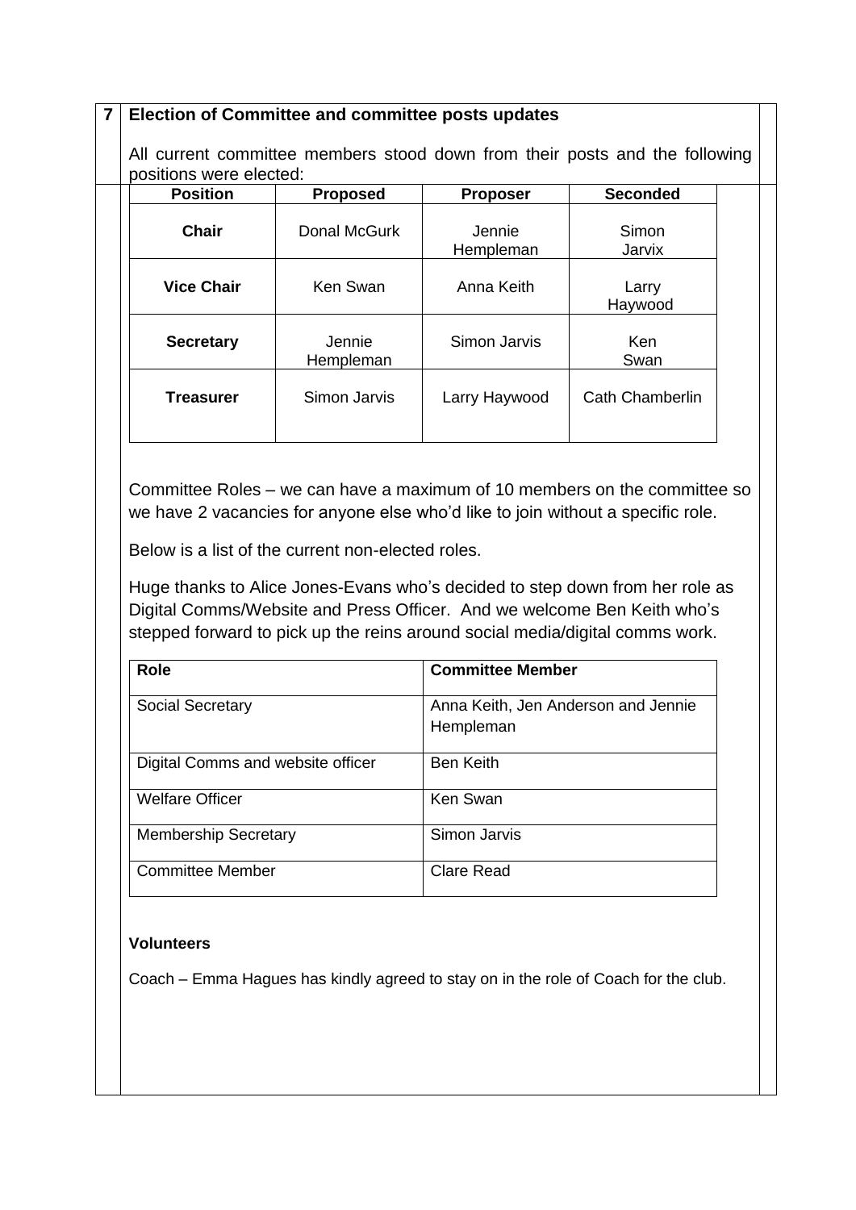## 7 Election of Committee and committee posts updates

All current committee members stood down from their posts and the following positions were elected:

| Position | Proposed | Proposer | Seconded |
|---|---|---|---|
| **Chair** | Donal McGurk | Jennie Hempleman | Simon Jarvix |
| **Vice Chair** | Ken Swan | Anna Keith | Larry Haywood |
| **Secretary** | Jennie Hempleman | Simon Jarvis | Ken Swan |
| **Treasurer** | Simon Jarvis | Larry Haywood | Cath Chamberlin |

Committee Roles – we can have a maximum of 10 members on the committee so we have 2 vacancies for anyone else who'd like to join without a specific role.

Below is a list of the current non-elected roles.

Huge thanks to Alice Jones-Evans who's decided to step down from her role as Digital Comms/Website and Press Officer. And we welcome Ben Keith who's stepped forward to pick up the reins around social media/digital comms work.

| Role | Committee Member |
|---|---|
| Social Secretary | Anna Keith, Jen Anderson and Jennie Hempleman |
| Digital Comms and website officer | Ben Keith |
| Welfare Officer | Ken Swan |
| Membership Secretary | Simon Jarvis |
| Committee Member | Clare Read |

**Volunteers**

Coach – Emma Hagues has kindly agreed to stay on in the role of Coach for the club.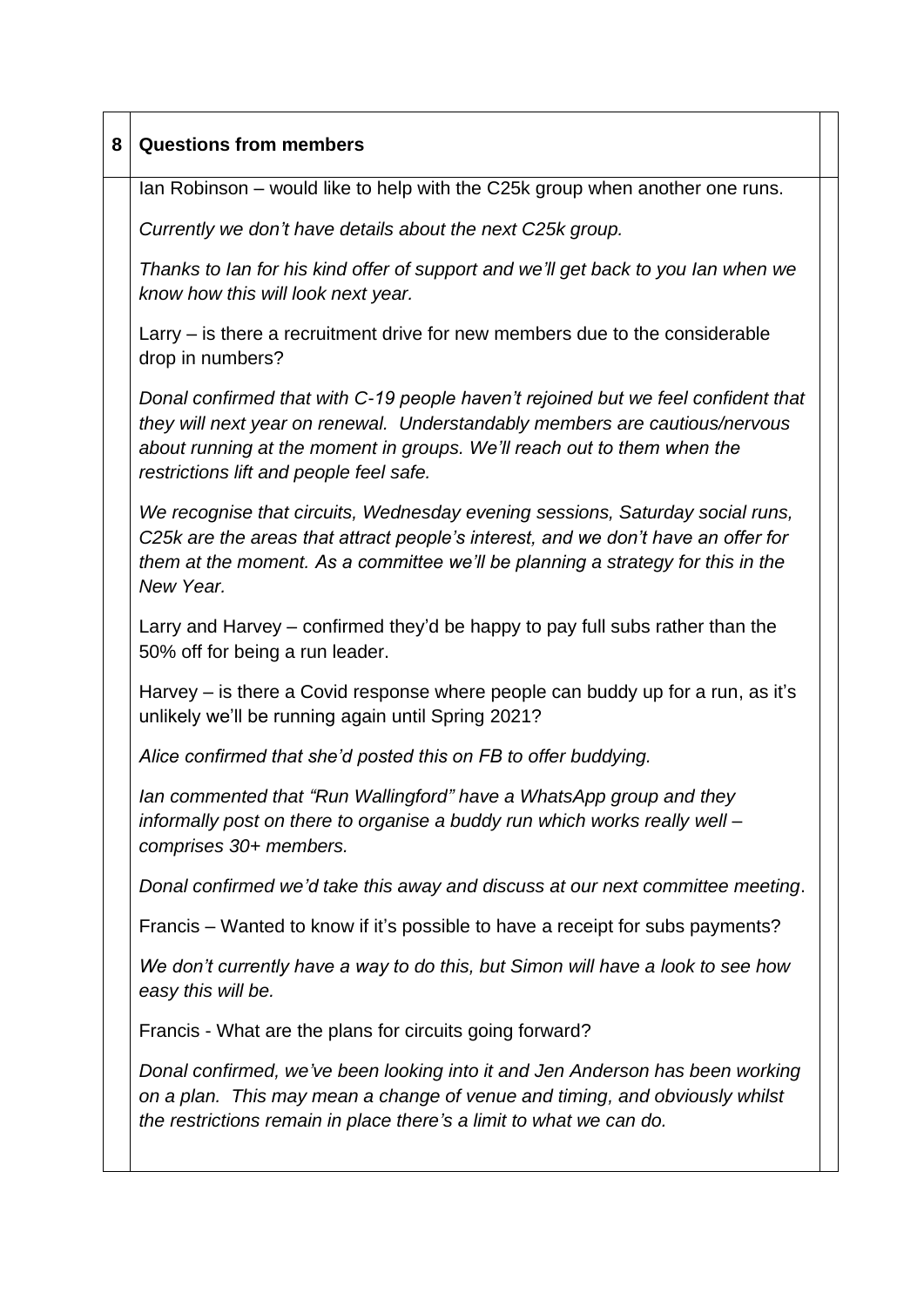| 8 | **Questions from members** | |
|---|---|---|
| | Ian Robinson – would like to help with the C25k group when another one runs.<br><br>*Currently we don't have details about the next C25k group.*<br><br>*Thanks to Ian for his kind offer of support and we'll get back to you Ian when we know how this will look next year.*<br><br>Larry – is there a recruitment drive for new members due to the considerable drop in numbers?<br><br>*Donal confirmed that with C-19 people haven't rejoined but we feel confident that they will next year on renewal. Understandably members are cautious/nervous about running at the moment in groups. We'll reach out to them when the restrictions lift and people feel safe.*<br><br>*We recognise that circuits, Wednesday evening sessions, Saturday social runs, C25k are the areas that attract people's interest, and we don't have an offer for them at the moment. As a committee we'll be planning a strategy for this in the New Year.*<br><br>Larry and Harvey – confirmed they'd be happy to pay full subs rather than the 50% off for being a run leader.<br><br>Harvey – is there a Covid response where people can buddy up for a run, as it's unlikely we'll be running again until Spring 2021?<br><br>*Alice confirmed that she'd posted this on FB to offer buddying.*<br><br>*Ian commented that "Run Wallingford" have a WhatsApp group and they informally post on there to organise a buddy run which works really well – comprises 30+ members.*<br><br>*Donal confirmed we'd take this away and discuss at our next committee meeting*.<br><br>Francis – Wanted to know if it's possible to have a receipt for subs payments?<br><br>*We don't currently have a way to do this, but Simon will have a look to see how easy this will be.*<br><br>Francis - What are the plans for circuits going forward?<br><br>*Donal confirmed, we've been looking into it and Jen Anderson has been working on a plan. This may mean a change of venue and timing, and obviously whilst the restrictions remain in place there's a limit to what we can do.* | |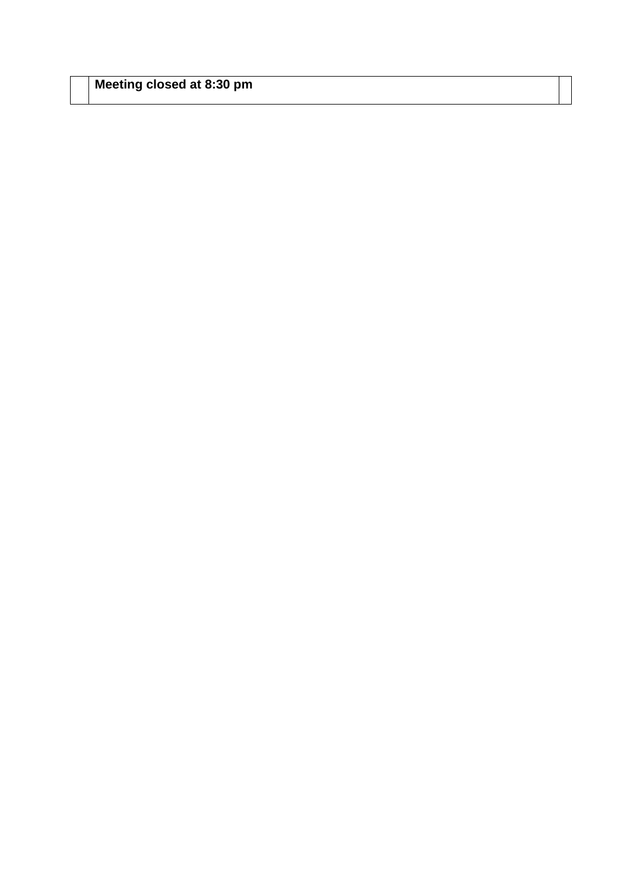|  | **Meeting closed at 8:30 pm** |  |
|---|---|---|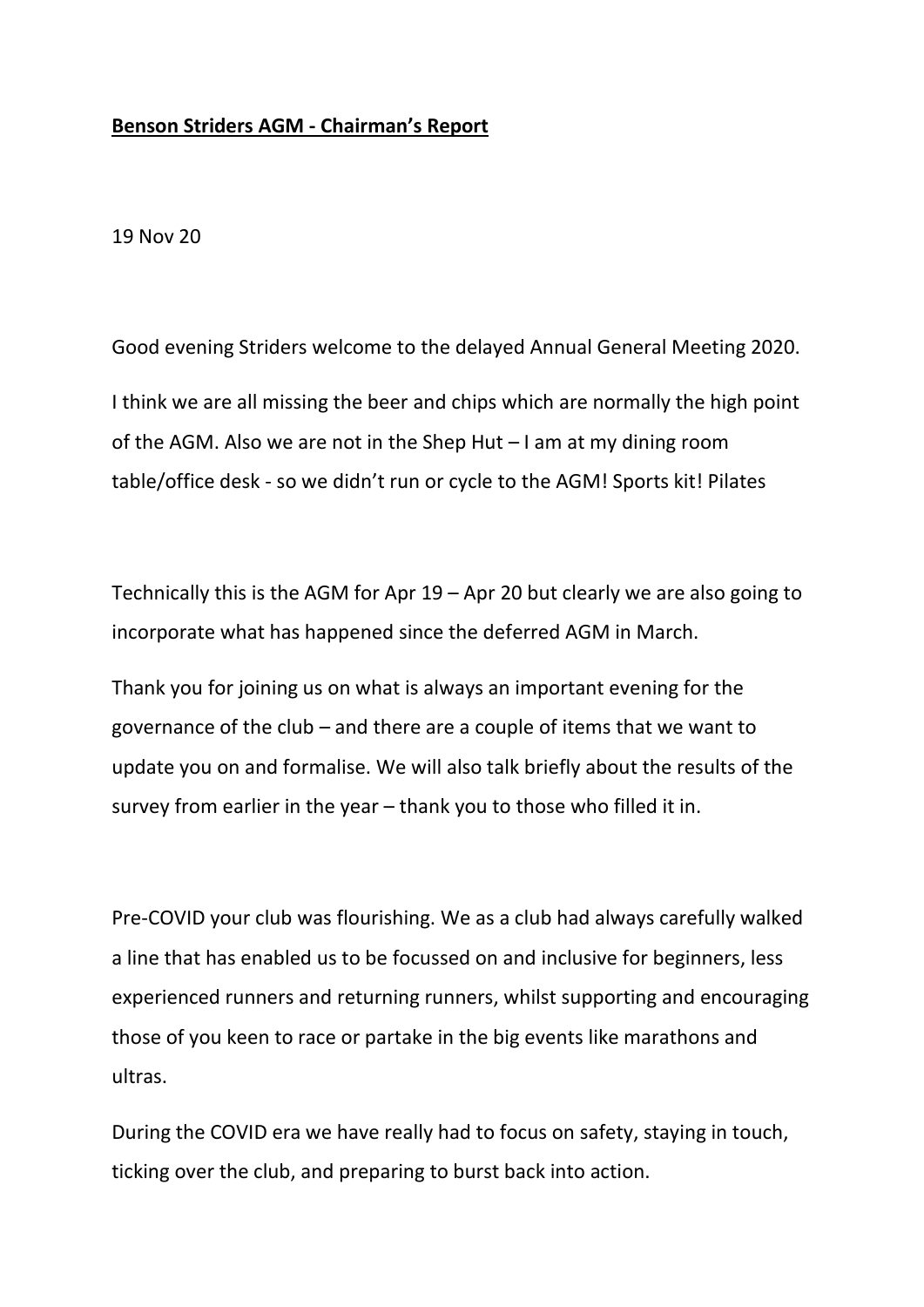**Benson Striders AGM - Chairman's Report**

19 Nov 20

Good evening Striders welcome to the delayed Annual General Meeting 2020.

I think we are all missing the beer and chips which are normally the high point of the AGM. Also we are not in the Shep Hut – I am at my dining room table/office desk - so we didn't run or cycle to the AGM! Sports kit! Pilates

Technically this is the AGM for Apr 19 – Apr 20 but clearly we are also going to incorporate what has happened since the deferred AGM in March.

Thank you for joining us on what is always an important evening for the governance of the club – and there are a couple of items that we want to update you on and formalise. We will also talk briefly about the results of the survey from earlier in the year – thank you to those who filled it in.

Pre-COVID your club was flourishing. We as a club had always carefully walked a line that has enabled us to be focussed on and inclusive for beginners, less experienced runners and returning runners, whilst supporting and encouraging those of you keen to race or partake in the big events like marathons and ultras.

During the COVID era we have really had to focus on safety, staying in touch, ticking over the club, and preparing to burst back into action.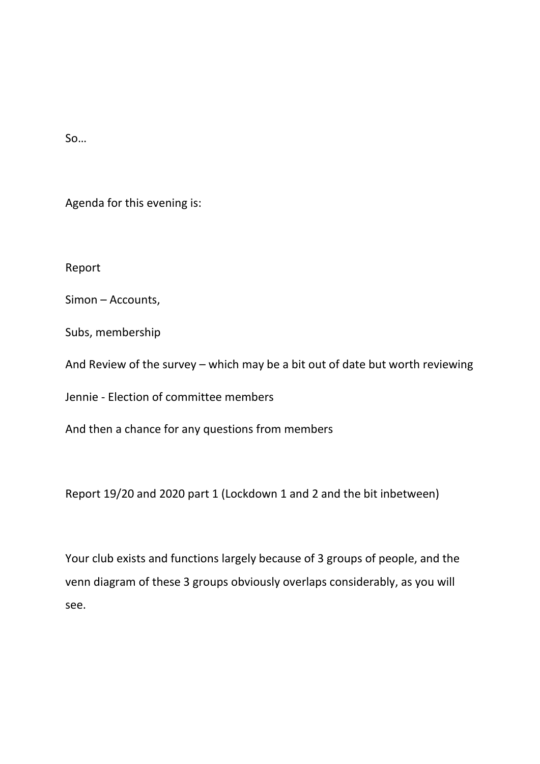So…

Agenda for this evening is:

Report

Simon – Accounts,

Subs, membership

And Review of the survey – which may be a bit out of date but worth reviewing

Jennie - Election of committee members

And then a chance for any questions from members

Report 19/20 and 2020 part 1 (Lockdown 1 and 2 and the bit inbetween)

Your club exists and functions largely because of 3 groups of people, and the venn diagram of these 3 groups obviously overlaps considerably, as you will see.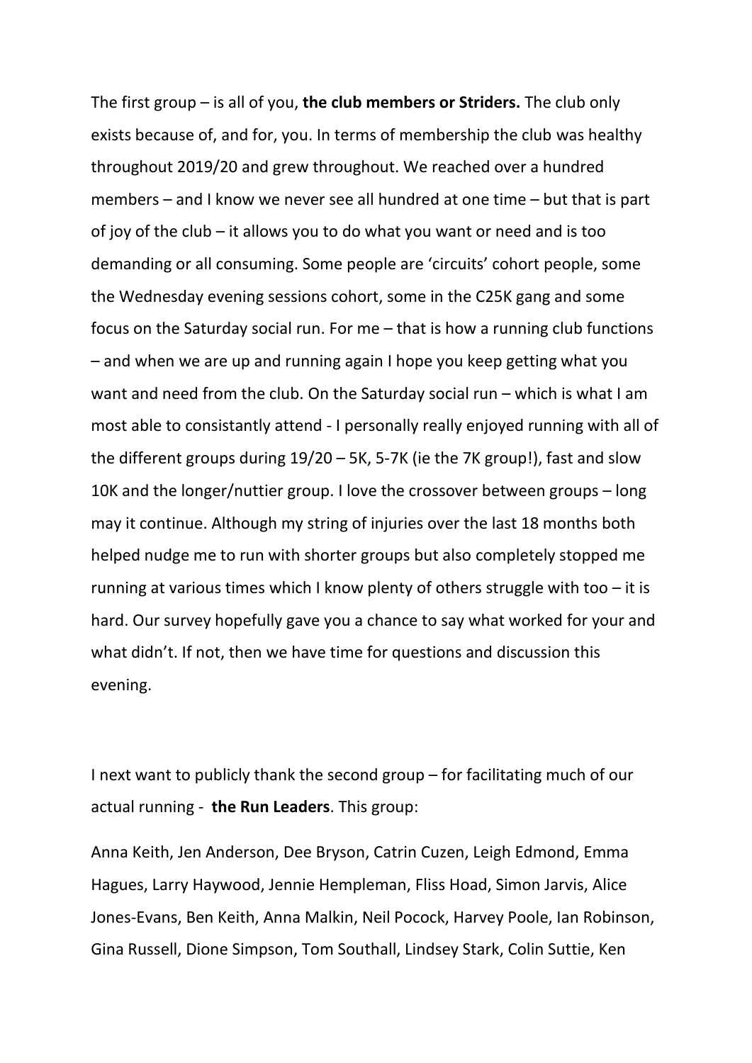The first group – is all of you, **the club members or Striders.** The club only exists because of, and for, you. In terms of membership the club was healthy throughout 2019/20 and grew throughout. We reached over a hundred members – and I know we never see all hundred at one time – but that is part of joy of the club – it allows you to do what you want or need and is too demanding or all consuming. Some people are 'circuits' cohort people, some the Wednesday evening sessions cohort, some in the C25K gang and some focus on the Saturday social run. For me – that is how a running club functions – and when we are up and running again I hope you keep getting what you want and need from the club. On the Saturday social run – which is what I am most able to consistantly attend - I personally really enjoyed running with all of the different groups during 19/20 – 5K, 5-7K (ie the 7K group!), fast and slow 10K and the longer/nuttier group. I love the crossover between groups – long may it continue. Although my string of injuries over the last 18 months both helped nudge me to run with shorter groups but also completely stopped me running at various times which I know plenty of others struggle with too – it is hard. Our survey hopefully gave you a chance to say what worked for your and what didn't. If not, then we have time for questions and discussion this evening.

I next want to publicly thank the second group – for facilitating much of our actual running - **the Run Leaders**. This group:

Anna Keith, Jen Anderson, Dee Bryson, Catrin Cuzen, Leigh Edmond, Emma Hagues, Larry Haywood, Jennie Hempleman, Fliss Hoad, Simon Jarvis, Alice Jones-Evans, Ben Keith, Anna Malkin, Neil Pocock, Harvey Poole, Ian Robinson, Gina Russell, Dione Simpson, Tom Southall, Lindsey Stark, Colin Suttie, Ken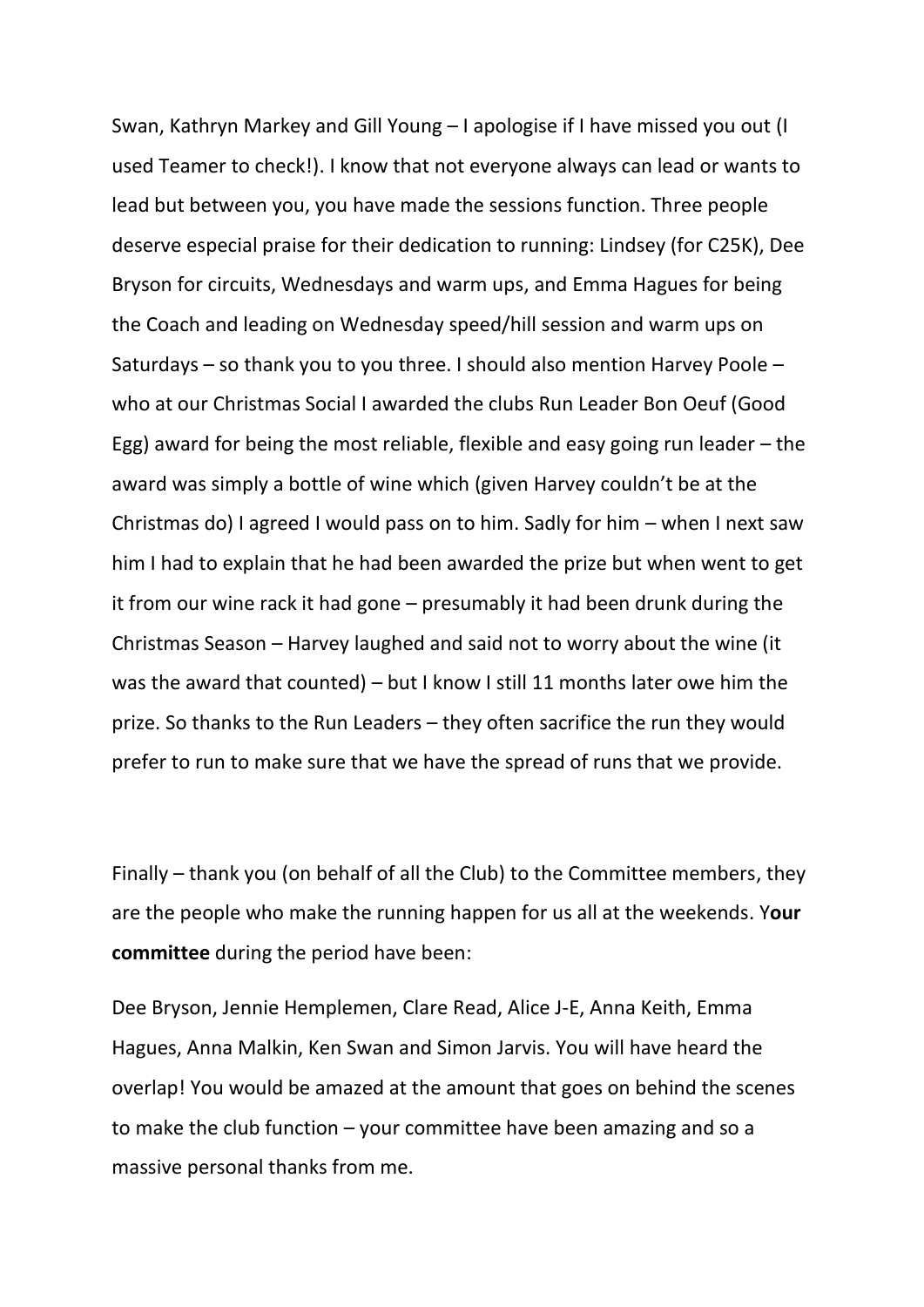Swan, Kathryn Markey and Gill Young – I apologise if I have missed you out (I used Teamer to check!). I know that not everyone always can lead or wants to lead but between you, you have made the sessions function. Three people deserve especial praise for their dedication to running: Lindsey (for C25K), Dee Bryson for circuits, Wednesdays and warm ups, and Emma Hagues for being the Coach and leading on Wednesday speed/hill session and warm ups on Saturdays – so thank you to you three. I should also mention Harvey Poole – who at our Christmas Social I awarded the clubs Run Leader Bon Oeuf (Good Egg) award for being the most reliable, flexible and easy going run leader – the award was simply a bottle of wine which (given Harvey couldn't be at the Christmas do) I agreed I would pass on to him. Sadly for him – when I next saw him I had to explain that he had been awarded the prize but when went to get it from our wine rack it had gone – presumably it had been drunk during the Christmas Season – Harvey laughed and said not to worry about the wine (it was the award that counted) – but I know I still 11 months later owe him the prize. So thanks to the Run Leaders – they often sacrifice the run they would prefer to run to make sure that we have the spread of runs that we provide.

Finally – thank you (on behalf of all the Club) to the Committee members, they are the people who make the running happen for us all at the weekends. Y**our committee** during the period have been:

Dee Bryson, Jennie Hemplemen, Clare Read, Alice J-E, Anna Keith, Emma Hagues, Anna Malkin, Ken Swan and Simon Jarvis. You will have heard the overlap! You would be amazed at the amount that goes on behind the scenes to make the club function – your committee have been amazing and so a massive personal thanks from me.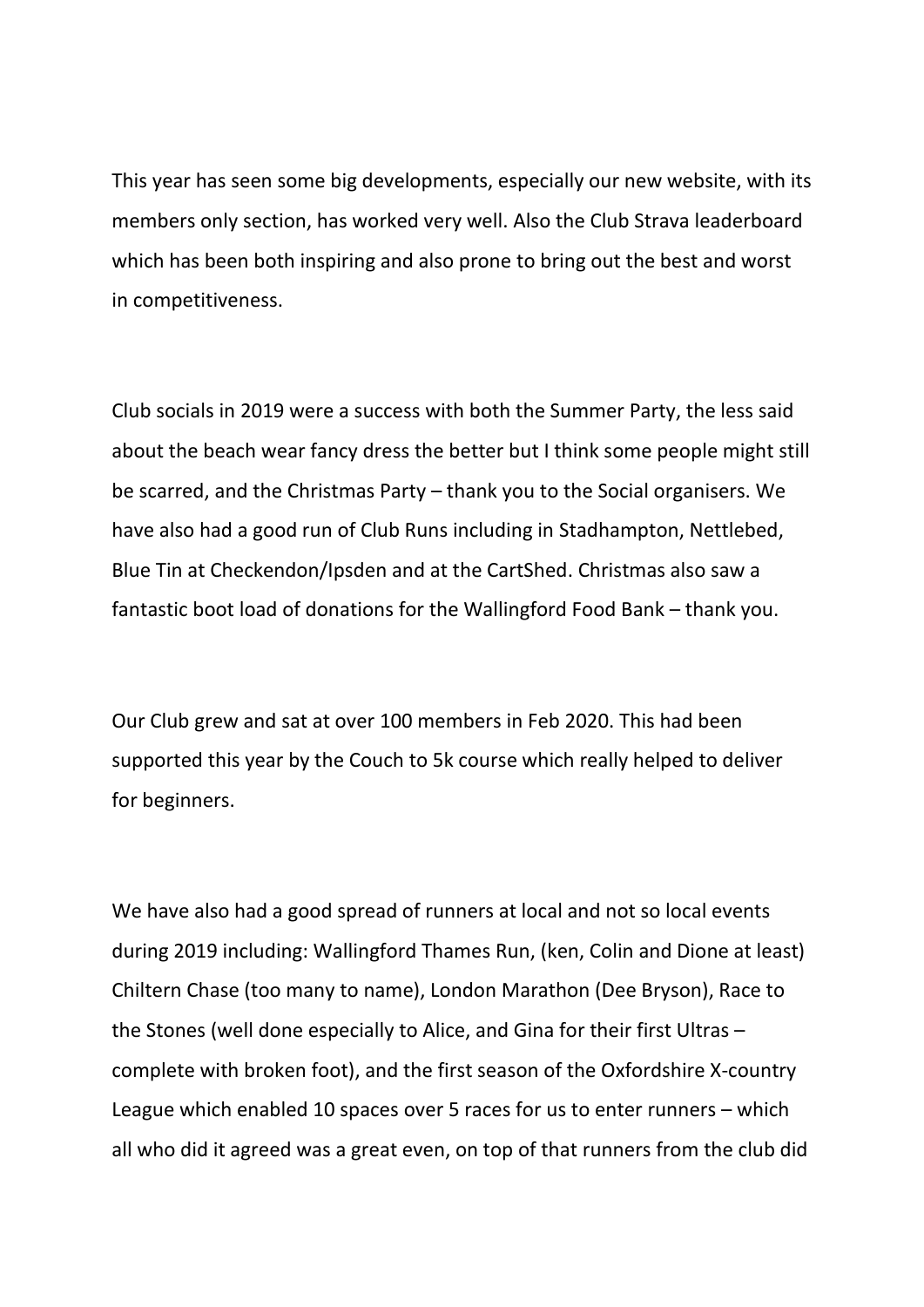This year has seen some big developments, especially our new website, with its members only section, has worked very well. Also the Club Strava leaderboard which has been both inspiring and also prone to bring out the best and worst in competitiveness.

Club socials in 2019 were a success with both the Summer Party, the less said about the beach wear fancy dress the better but I think some people might still be scarred, and the Christmas Party – thank you to the Social organisers. We have also had a good run of Club Runs including in Stadhampton, Nettlebed, Blue Tin at Checkendon/Ipsden and at the CartShed. Christmas also saw a fantastic boot load of donations for the Wallingford Food Bank – thank you.

Our Club grew and sat at over 100 members in Feb 2020. This had been supported this year by the Couch to 5k course which really helped to deliver for beginners.

We have also had a good spread of runners at local and not so local events during 2019 including: Wallingford Thames Run, (ken, Colin and Dione at least) Chiltern Chase (too many to name), London Marathon (Dee Bryson), Race to the Stones (well done especially to Alice, and Gina for their first Ultras – complete with broken foot), and the first season of the Oxfordshire X-country League which enabled 10 spaces over 5 races for us to enter runners – which all who did it agreed was a great even, on top of that runners from the club did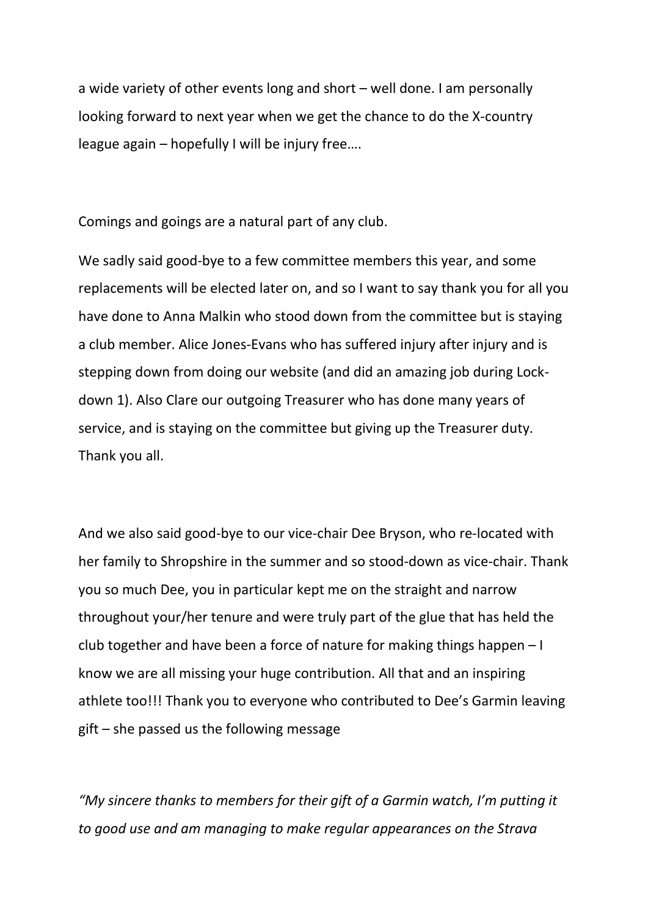a wide variety of other events long and short – well done. I am personally looking forward to next year when we get the chance to do the X-country league again – hopefully I will be injury free….

Comings and goings are a natural part of any club.

We sadly said good-bye to a few committee members this year, and some replacements will be elected later on, and so I want to say thank you for all you have done to Anna Malkin who stood down from the committee but is staying a club member. Alice Jones-Evans who has suffered injury after injury and is stepping down from doing our website (and did an amazing job during Lock-down 1). Also Clare our outgoing Treasurer who has done many years of service, and is staying on the committee but giving up the Treasurer duty. Thank you all.

And we also said good-bye to our vice-chair Dee Bryson, who re-located with her family to Shropshire in the summer and so stood-down as vice-chair. Thank you so much Dee, you in particular kept me on the straight and narrow throughout your/her tenure and were truly part of the glue that has held the club together and have been a force of nature for making things happen – I know we are all missing your huge contribution. All that and an inspiring athlete too!!! Thank you to everyone who contributed to Dee's Garmin leaving gift – she passed us the following message

*"My sincere thanks to members for their gift of a Garmin watch, I'm putting it to good use and am managing to make regular appearances on the Strava*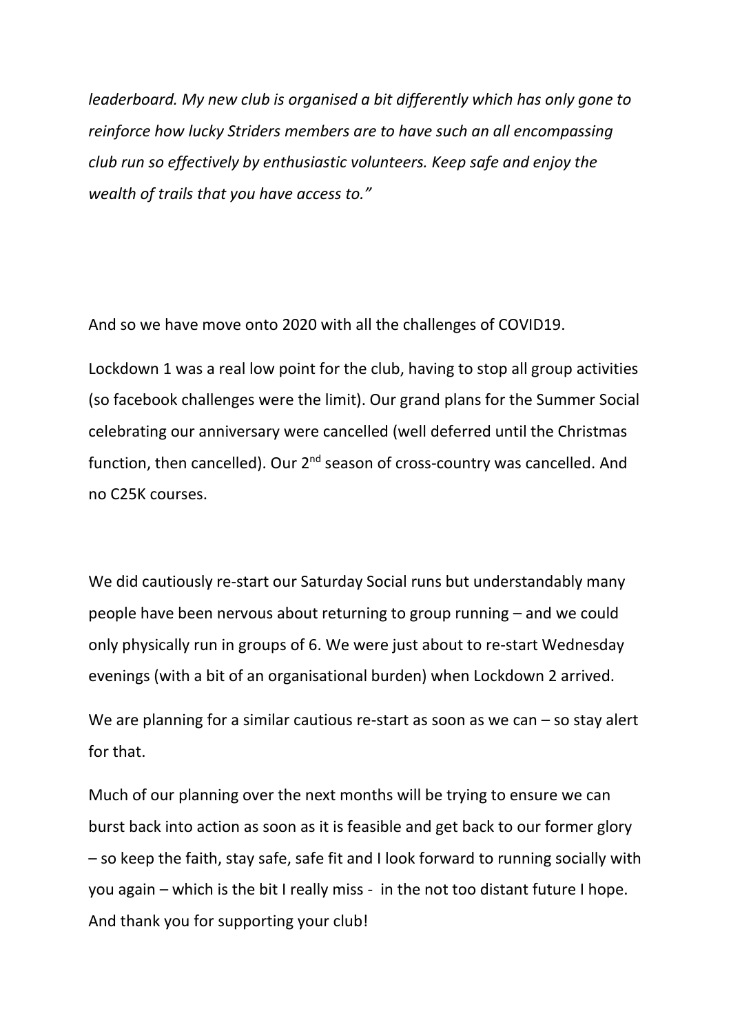*leaderboard. My new club is organised a bit differently which has only gone to reinforce how lucky Striders members are to have such an all encompassing club run so effectively by enthusiastic volunteers. Keep safe and enjoy the wealth of trails that you have access to."*

And so we have move onto 2020 with all the challenges of COVID19.

Lockdown 1 was a real low point for the club, having to stop all group activities (so facebook challenges were the limit). Our grand plans for the Summer Social celebrating our anniversary were cancelled (well deferred until the Christmas function, then cancelled). Our 2nd season of cross-country was cancelled. And no C25K courses.

We did cautiously re-start our Saturday Social runs but understandably many people have been nervous about returning to group running – and we could only physically run in groups of 6. We were just about to re-start Wednesday evenings (with a bit of an organisational burden) when Lockdown 2 arrived.

We are planning for a similar cautious re-start as soon as we can – so stay alert for that.

Much of our planning over the next months will be trying to ensure we can burst back into action as soon as it is feasible and get back to our former glory – so keep the faith, stay safe, safe fit and I look forward to running socially with you again – which is the bit I really miss - in the not too distant future I hope. And thank you for supporting your club!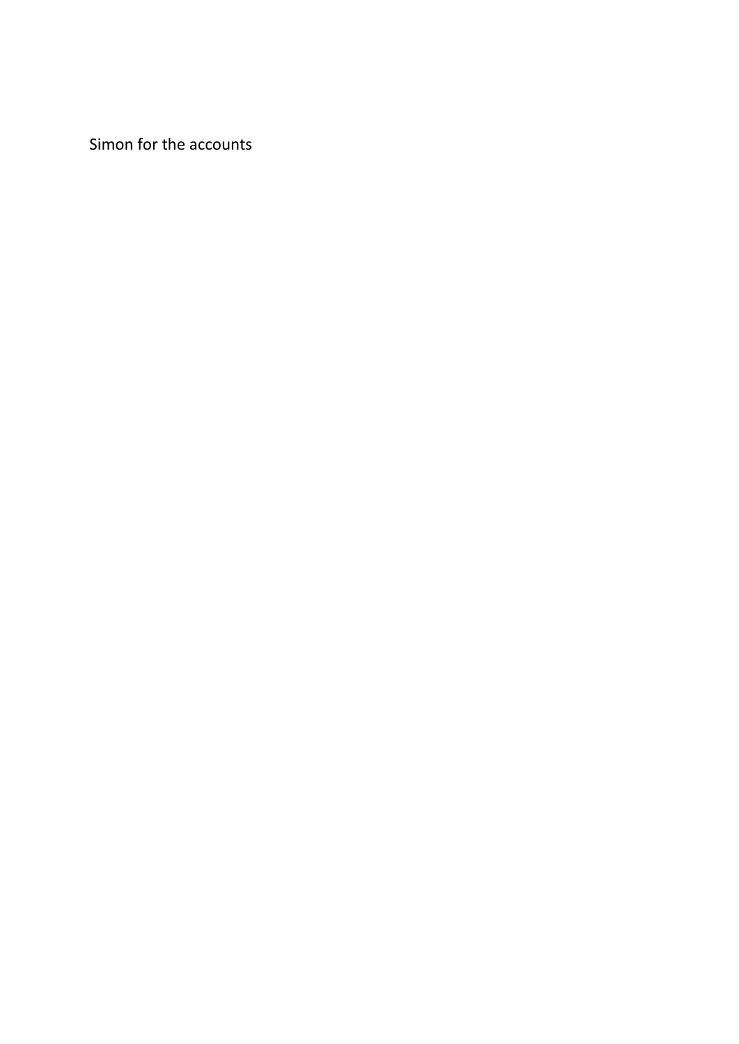Simon for the accounts